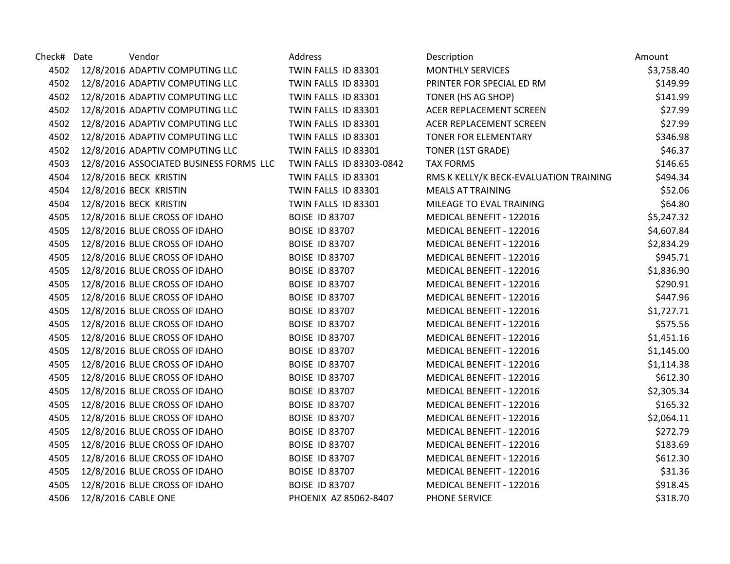| Check# | Date | Vendor | Address | Description | Amount |
|---|---|---|---|---|---|
| 4502 | 12/8/2016 | ADAPTIV COMPUTING LLC | TWIN FALLS ID 83301 | MONTHLY SERVICES | $3,758.40 |
| 4502 | 12/8/2016 | ADAPTIV COMPUTING LLC | TWIN FALLS ID 83301 | PRINTER FOR SPECIAL ED RM | $149.99 |
| 4502 | 12/8/2016 | ADAPTIV COMPUTING LLC | TWIN FALLS ID 83301 | TONER (HS AG SHOP) | $141.99 |
| 4502 | 12/8/2016 | ADAPTIV COMPUTING LLC | TWIN FALLS ID 83301 | ACER REPLACEMENT SCREEN | $27.99 |
| 4502 | 12/8/2016 | ADAPTIV COMPUTING LLC | TWIN FALLS ID 83301 | ACER REPLACEMENT SCREEN | $27.99 |
| 4502 | 12/8/2016 | ADAPTIV COMPUTING LLC | TWIN FALLS ID 83301 | TONER FOR ELEMENTARY | $346.98 |
| 4502 | 12/8/2016 | ADAPTIV COMPUTING LLC | TWIN FALLS ID 83301 | TONER (1ST GRADE) | $46.37 |
| 4503 | 12/8/2016 | ASSOCIATED BUSINESS FORMS LLC | TWIN FALLS ID 83303-0842 | TAX FORMS | $146.65 |
| 4504 | 12/8/2016 | BECK KRISTIN | TWIN FALLS ID 83301 | RMS K KELLY/K BECK-EVALUATION TRAINING | $494.34 |
| 4504 | 12/8/2016 | BECK KRISTIN | TWIN FALLS ID 83301 | MEALS AT TRAINING | $52.06 |
| 4504 | 12/8/2016 | BECK KRISTIN | TWIN FALLS ID 83301 | MILEAGE TO EVAL TRAINING | $64.80 |
| 4505 | 12/8/2016 | BLUE CROSS OF IDAHO | BOISE ID 83707 | MEDICAL BENEFIT - 122016 | $5,247.32 |
| 4505 | 12/8/2016 | BLUE CROSS OF IDAHO | BOISE ID 83707 | MEDICAL BENEFIT - 122016 | $4,607.84 |
| 4505 | 12/8/2016 | BLUE CROSS OF IDAHO | BOISE ID 83707 | MEDICAL BENEFIT - 122016 | $2,834.29 |
| 4505 | 12/8/2016 | BLUE CROSS OF IDAHO | BOISE ID 83707 | MEDICAL BENEFIT - 122016 | $945.71 |
| 4505 | 12/8/2016 | BLUE CROSS OF IDAHO | BOISE ID 83707 | MEDICAL BENEFIT - 122016 | $1,836.90 |
| 4505 | 12/8/2016 | BLUE CROSS OF IDAHO | BOISE ID 83707 | MEDICAL BENEFIT - 122016 | $290.91 |
| 4505 | 12/8/2016 | BLUE CROSS OF IDAHO | BOISE ID 83707 | MEDICAL BENEFIT - 122016 | $447.96 |
| 4505 | 12/8/2016 | BLUE CROSS OF IDAHO | BOISE ID 83707 | MEDICAL BENEFIT - 122016 | $1,727.71 |
| 4505 | 12/8/2016 | BLUE CROSS OF IDAHO | BOISE ID 83707 | MEDICAL BENEFIT - 122016 | $575.56 |
| 4505 | 12/8/2016 | BLUE CROSS OF IDAHO | BOISE ID 83707 | MEDICAL BENEFIT - 122016 | $1,451.16 |
| 4505 | 12/8/2016 | BLUE CROSS OF IDAHO | BOISE ID 83707 | MEDICAL BENEFIT - 122016 | $1,145.00 |
| 4505 | 12/8/2016 | BLUE CROSS OF IDAHO | BOISE ID 83707 | MEDICAL BENEFIT - 122016 | $1,114.38 |
| 4505 | 12/8/2016 | BLUE CROSS OF IDAHO | BOISE ID 83707 | MEDICAL BENEFIT - 122016 | $612.30 |
| 4505 | 12/8/2016 | BLUE CROSS OF IDAHO | BOISE ID 83707 | MEDICAL BENEFIT - 122016 | $2,305.34 |
| 4505 | 12/8/2016 | BLUE CROSS OF IDAHO | BOISE ID 83707 | MEDICAL BENEFIT - 122016 | $165.32 |
| 4505 | 12/8/2016 | BLUE CROSS OF IDAHO | BOISE ID 83707 | MEDICAL BENEFIT - 122016 | $2,064.11 |
| 4505 | 12/8/2016 | BLUE CROSS OF IDAHO | BOISE ID 83707 | MEDICAL BENEFIT - 122016 | $272.79 |
| 4505 | 12/8/2016 | BLUE CROSS OF IDAHO | BOISE ID 83707 | MEDICAL BENEFIT - 122016 | $183.69 |
| 4505 | 12/8/2016 | BLUE CROSS OF IDAHO | BOISE ID 83707 | MEDICAL BENEFIT - 122016 | $612.30 |
| 4505 | 12/8/2016 | BLUE CROSS OF IDAHO | BOISE ID 83707 | MEDICAL BENEFIT - 122016 | $31.36 |
| 4505 | 12/8/2016 | BLUE CROSS OF IDAHO | BOISE ID 83707 | MEDICAL BENEFIT - 122016 | $918.45 |
| 4506 | 12/8/2016 | CABLE ONE | PHOENIX AZ 85062-8407 | PHONE SERVICE | $318.70 |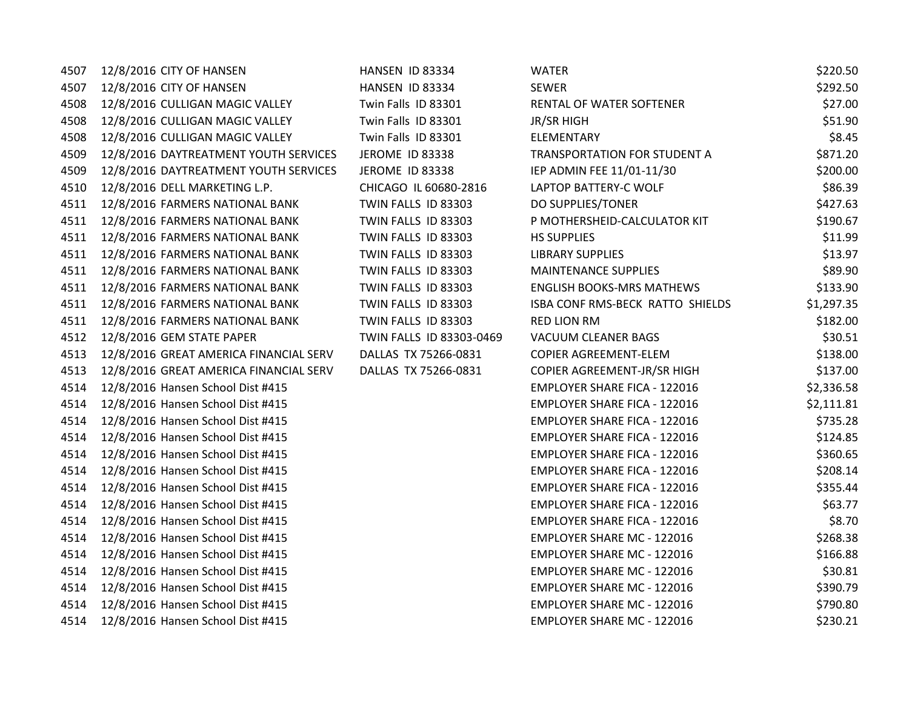| | | | | | |
|---|---|---|---|---|---|
| 4507 | 12/8/2016 | CITY OF HANSEN | HANSEN ID 83334 | WATER | $220.50 |
| 4507 | 12/8/2016 | CITY OF HANSEN | HANSEN ID 83334 | SEWER | $292.50 |
| 4508 | 12/8/2016 | CULLIGAN MAGIC VALLEY | Twin Falls ID 83301 | RENTAL OF WATER SOFTENER | $27.00 |
| 4508 | 12/8/2016 | CULLIGAN MAGIC VALLEY | Twin Falls ID 83301 | JR/SR HIGH | $51.90 |
| 4508 | 12/8/2016 | CULLIGAN MAGIC VALLEY | Twin Falls ID 83301 | ELEMENTARY | $8.45 |
| 4509 | 12/8/2016 | DAYTREATMENT YOUTH SERVICES | JEROME ID 83338 | TRANSPORTATION FOR STUDENT A | $871.20 |
| 4509 | 12/8/2016 | DAYTREATMENT YOUTH SERVICES | JEROME ID 83338 | IEP ADMIN FEE 11/01-11/30 | $200.00 |
| 4510 | 12/8/2016 | DELL MARKETING L.P. | CHICAGO IL 60680-2816 | LAPTOP BATTERY-C WOLF | $86.39 |
| 4511 | 12/8/2016 | FARMERS NATIONAL BANK | TWIN FALLS ID 83303 | DO SUPPLIES/TONER | $427.63 |
| 4511 | 12/8/2016 | FARMERS NATIONAL BANK | TWIN FALLS ID 83303 | P MOTHERSHEID-CALCULATOR KIT | $190.67 |
| 4511 | 12/8/2016 | FARMERS NATIONAL BANK | TWIN FALLS ID 83303 | HS SUPPLIES | $11.99 |
| 4511 | 12/8/2016 | FARMERS NATIONAL BANK | TWIN FALLS ID 83303 | LIBRARY SUPPLIES | $13.97 |
| 4511 | 12/8/2016 | FARMERS NATIONAL BANK | TWIN FALLS ID 83303 | MAINTENANCE SUPPLIES | $89.90 |
| 4511 | 12/8/2016 | FARMERS NATIONAL BANK | TWIN FALLS ID 83303 | ENGLISH BOOKS-MRS MATHEWS | $133.90 |
| 4511 | 12/8/2016 | FARMERS NATIONAL BANK | TWIN FALLS ID 83303 | ISBA CONF RMS-BECK RATTO SHIELDS | $1,297.35 |
| 4511 | 12/8/2016 | FARMERS NATIONAL BANK | TWIN FALLS ID 83303 | RED LION RM | $182.00 |
| 4512 | 12/8/2016 | GEM STATE PAPER | TWIN FALLS ID 83303-0469 | VACUUM CLEANER BAGS | $30.51 |
| 4513 | 12/8/2016 | GREAT AMERICA FINANCIAL SERV | DALLAS TX 75266-0831 | COPIER AGREEMENT-ELEM | $138.00 |
| 4513 | 12/8/2016 | GREAT AMERICA FINANCIAL SERV | DALLAS TX 75266-0831 | COPIER AGREEMENT-JR/SR HIGH | $137.00 |
| 4514 | 12/8/2016 | Hansen School Dist #415 | | EMPLOYER SHARE FICA - 122016 | $2,336.58 |
| 4514 | 12/8/2016 | Hansen School Dist #415 | | EMPLOYER SHARE FICA - 122016 | $2,111.81 |
| 4514 | 12/8/2016 | Hansen School Dist #415 | | EMPLOYER SHARE FICA - 122016 | $735.28 |
| 4514 | 12/8/2016 | Hansen School Dist #415 | | EMPLOYER SHARE FICA - 122016 | $124.85 |
| 4514 | 12/8/2016 | Hansen School Dist #415 | | EMPLOYER SHARE FICA - 122016 | $360.65 |
| 4514 | 12/8/2016 | Hansen School Dist #415 | | EMPLOYER SHARE FICA - 122016 | $208.14 |
| 4514 | 12/8/2016 | Hansen School Dist #415 | | EMPLOYER SHARE FICA - 122016 | $355.44 |
| 4514 | 12/8/2016 | Hansen School Dist #415 | | EMPLOYER SHARE FICA - 122016 | $63.77 |
| 4514 | 12/8/2016 | Hansen School Dist #415 | | EMPLOYER SHARE FICA - 122016 | $8.70 |
| 4514 | 12/8/2016 | Hansen School Dist #415 | | EMPLOYER SHARE MC - 122016 | $268.38 |
| 4514 | 12/8/2016 | Hansen School Dist #415 | | EMPLOYER SHARE MC - 122016 | $166.88 |
| 4514 | 12/8/2016 | Hansen School Dist #415 | | EMPLOYER SHARE MC - 122016 | $30.81 |
| 4514 | 12/8/2016 | Hansen School Dist #415 | | EMPLOYER SHARE MC - 122016 | $390.79 |
| 4514 | 12/8/2016 | Hansen School Dist #415 | | EMPLOYER SHARE MC - 122016 | $790.80 |
| 4514 | 12/8/2016 | Hansen School Dist #415 | | EMPLOYER SHARE MC - 122016 | $230.21 |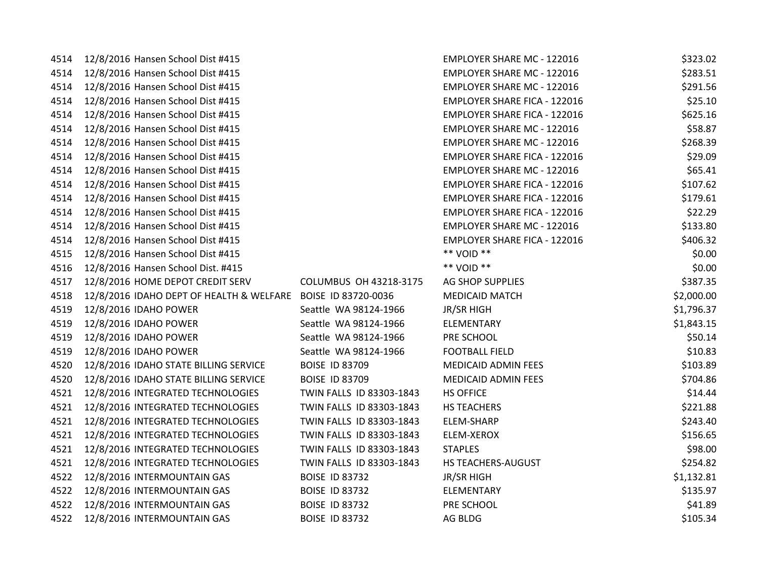| | | | | | |
|---|---|---|---|---|---|
| 4514 | 12/8/2016 | Hansen School Dist #415 | | EMPLOYER SHARE MC - 122016 | $323.02 |
| 4514 | 12/8/2016 | Hansen School Dist #415 | | EMPLOYER SHARE MC - 122016 | $283.51 |
| 4514 | 12/8/2016 | Hansen School Dist #415 | | EMPLOYER SHARE MC - 122016 | $291.56 |
| 4514 | 12/8/2016 | Hansen School Dist #415 | | EMPLOYER SHARE FICA - 122016 | $25.10 |
| 4514 | 12/8/2016 | Hansen School Dist #415 | | EMPLOYER SHARE FICA - 122016 | $625.16 |
| 4514 | 12/8/2016 | Hansen School Dist #415 | | EMPLOYER SHARE MC - 122016 | $58.87 |
| 4514 | 12/8/2016 | Hansen School Dist #415 | | EMPLOYER SHARE MC - 122016 | $268.39 |
| 4514 | 12/8/2016 | Hansen School Dist #415 | | EMPLOYER SHARE FICA - 122016 | $29.09 |
| 4514 | 12/8/2016 | Hansen School Dist #415 | | EMPLOYER SHARE MC - 122016 | $65.41 |
| 4514 | 12/8/2016 | Hansen School Dist #415 | | EMPLOYER SHARE FICA - 122016 | $107.62 |
| 4514 | 12/8/2016 | Hansen School Dist #415 | | EMPLOYER SHARE FICA - 122016 | $179.61 |
| 4514 | 12/8/2016 | Hansen School Dist #415 | | EMPLOYER SHARE FICA - 122016 | $22.29 |
| 4514 | 12/8/2016 | Hansen School Dist #415 | | EMPLOYER SHARE MC - 122016 | $133.80 |
| 4514 | 12/8/2016 | Hansen School Dist #415 | | EMPLOYER SHARE FICA - 122016 | $406.32 |
| 4515 | 12/8/2016 | Hansen School Dist #415 | | ** VOID ** | $0.00 |
| 4516 | 12/8/2016 | Hansen School Dist. #415 | | ** VOID ** | $0.00 |
| 4517 | 12/8/2016 | HOME DEPOT CREDIT SERV | COLUMBUS OH 43218-3175 | AG SHOP SUPPLIES | $387.35 |
| 4518 | 12/8/2016 | IDAHO DEPT OF HEALTH & WELFARE | BOISE ID 83720-0036 | MEDICAID MATCH | $2,000.00 |
| 4519 | 12/8/2016 | IDAHO POWER | Seattle WA 98124-1966 | JR/SR HIGH | $1,796.37 |
| 4519 | 12/8/2016 | IDAHO POWER | Seattle WA 98124-1966 | ELEMENTARY | $1,843.15 |
| 4519 | 12/8/2016 | IDAHO POWER | Seattle WA 98124-1966 | PRE SCHOOL | $50.14 |
| 4519 | 12/8/2016 | IDAHO POWER | Seattle WA 98124-1966 | FOOTBALL FIELD | $10.83 |
| 4520 | 12/8/2016 | IDAHO STATE BILLING SERVICE | BOISE ID 83709 | MEDICAID ADMIN FEES | $103.89 |
| 4520 | 12/8/2016 | IDAHO STATE BILLING SERVICE | BOISE ID 83709 | MEDICAID ADMIN FEES | $704.86 |
| 4521 | 12/8/2016 | INTEGRATED TECHNOLOGIES | TWIN FALLS ID 83303-1843 | HS OFFICE | $14.44 |
| 4521 | 12/8/2016 | INTEGRATED TECHNOLOGIES | TWIN FALLS ID 83303-1843 | HS TEACHERS | $221.88 |
| 4521 | 12/8/2016 | INTEGRATED TECHNOLOGIES | TWIN FALLS ID 83303-1843 | ELEM-SHARP | $243.40 |
| 4521 | 12/8/2016 | INTEGRATED TECHNOLOGIES | TWIN FALLS ID 83303-1843 | ELEM-XEROX | $156.65 |
| 4521 | 12/8/2016 | INTEGRATED TECHNOLOGIES | TWIN FALLS ID 83303-1843 | STAPLES | $98.00 |
| 4521 | 12/8/2016 | INTEGRATED TECHNOLOGIES | TWIN FALLS ID 83303-1843 | HS TEACHERS-AUGUST | $254.82 |
| 4522 | 12/8/2016 | INTERMOUNTAIN GAS | BOISE ID 83732 | JR/SR HIGH | $1,132.81 |
| 4522 | 12/8/2016 | INTERMOUNTAIN GAS | BOISE ID 83732 | ELEMENTARY | $135.97 |
| 4522 | 12/8/2016 | INTERMOUNTAIN GAS | BOISE ID 83732 | PRE SCHOOL | $41.89 |
| 4522 | 12/8/2016 | INTERMOUNTAIN GAS | BOISE ID 83732 | AG BLDG | $105.34 |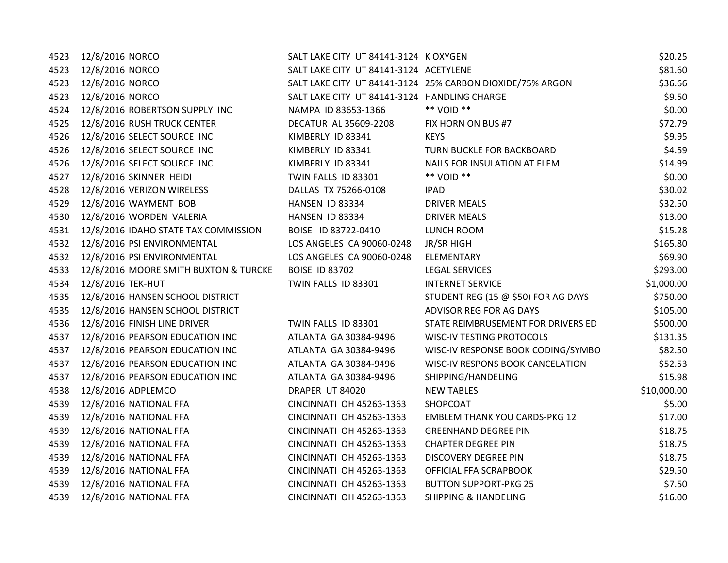| | | | | | |
|---|---|---|---|---|---|
| 4523 | 12/8/2016 | NORCO | SALT LAKE CITY UT 84141-3124 | K OXYGEN | $20.25 |
| 4523 | 12/8/2016 | NORCO | SALT LAKE CITY UT 84141-3124 | ACETYLENE | $81.60 |
| 4523 | 12/8/2016 | NORCO | SALT LAKE CITY UT 84141-3124 | 25% CARBON DIOXIDE/75% ARGON | $36.66 |
| 4523 | 12/8/2016 | NORCO | SALT LAKE CITY UT 84141-3124 | HANDLING CHARGE | $9.50 |
| 4524 | 12/8/2016 | ROBERTSON SUPPLY INC | NAMPA ID 83653-1366 | ** VOID ** | $0.00 |
| 4525 | 12/8/2016 | RUSH TRUCK CENTER | DECATUR AL 35609-2208 | FIX HORN ON BUS #7 | $72.79 |
| 4526 | 12/8/2016 | SELECT SOURCE INC | KIMBERLY ID 83341 | KEYS | $9.95 |
| 4526 | 12/8/2016 | SELECT SOURCE INC | KIMBERLY ID 83341 | TURN BUCKLE FOR BACKBOARD | $4.59 |
| 4526 | 12/8/2016 | SELECT SOURCE INC | KIMBERLY ID 83341 | NAILS FOR INSULATION AT ELEM | $14.99 |
| 4527 | 12/8/2016 | SKINNER HEIDI | TWIN FALLS ID 83301 | ** VOID ** | $0.00 |
| 4528 | 12/8/2016 | VERIZON WIRELESS | DALLAS TX 75266-0108 | IPAD | $30.02 |
| 4529 | 12/8/2016 | WAYMENT BOB | HANSEN ID 83334 | DRIVER MEALS | $32.50 |
| 4530 | 12/8/2016 | WORDEN VALERIA | HANSEN ID 83334 | DRIVER MEALS | $13.00 |
| 4531 | 12/8/2016 | IDAHO STATE TAX COMMISSION | BOISE ID 83722-0410 | LUNCH ROOM | $15.28 |
| 4532 | 12/8/2016 | PSI ENVIRONMENTAL | LOS ANGELES CA 90060-0248 | JR/SR HIGH | $165.80 |
| 4532 | 12/8/2016 | PSI ENVIRONMENTAL | LOS ANGELES CA 90060-0248 | ELEMENTARY | $69.90 |
| 4533 | 12/8/2016 | MOORE SMITH BUXTON & TURCKE | BOISE ID 83702 | LEGAL SERVICES | $293.00 |
| 4534 | 12/8/2016 | TEK-HUT | TWIN FALLS ID 83301 | INTERNET SERVICE | $1,000.00 |
| 4535 | 12/8/2016 | HANSEN SCHOOL DISTRICT | | STUDENT REG (15 @ $50) FOR AG DAYS | $750.00 |
| 4535 | 12/8/2016 | HANSEN SCHOOL DISTRICT | | ADVISOR REG FOR AG DAYS | $105.00 |
| 4536 | 12/8/2016 | FINISH LINE DRIVER | TWIN FALLS ID 83301 | STATE REIMBRUSEMENT FOR DRIVERS ED | $500.00 |
| 4537 | 12/8/2016 | PEARSON EDUCATION INC | ATLANTA GA 30384-9496 | WISC-IV TESTING PROTOCOLS | $131.35 |
| 4537 | 12/8/2016 | PEARSON EDUCATION INC | ATLANTA GA 30384-9496 | WISC-IV RESPONSE BOOK CODING/SYMBO | $82.50 |
| 4537 | 12/8/2016 | PEARSON EDUCATION INC | ATLANTA GA 30384-9496 | WISC-IV RESPONS BOOK CANCELATION | $52.53 |
| 4537 | 12/8/2016 | PEARSON EDUCATION INC | ATLANTA GA 30384-9496 | SHIPPING/HANDELING | $15.98 |
| 4538 | 12/8/2016 | ADPLEMCO | DRAPER UT 84020 | NEW TABLES | $10,000.00 |
| 4539 | 12/8/2016 | NATIONAL FFA | CINCINNATI OH 45263-1363 | SHOPCOAT | $5.00 |
| 4539 | 12/8/2016 | NATIONAL FFA | CINCINNATI OH 45263-1363 | EMBLEM THANK YOU CARDS-PKG 12 | $17.00 |
| 4539 | 12/8/2016 | NATIONAL FFA | CINCINNATI OH 45263-1363 | GREENHAND DEGREE PIN | $18.75 |
| 4539 | 12/8/2016 | NATIONAL FFA | CINCINNATI OH 45263-1363 | CHAPTER DEGREE PIN | $18.75 |
| 4539 | 12/8/2016 | NATIONAL FFA | CINCINNATI OH 45263-1363 | DISCOVERY DEGREE PIN | $18.75 |
| 4539 | 12/8/2016 | NATIONAL FFA | CINCINNATI OH 45263-1363 | OFFICIAL FFA SCRAPBOOK | $29.50 |
| 4539 | 12/8/2016 | NATIONAL FFA | CINCINNATI OH 45263-1363 | BUTTON SUPPORT-PKG 25 | $7.50 |
| 4539 | 12/8/2016 | NATIONAL FFA | CINCINNATI OH 45263-1363 | SHIPPING & HANDELING | $16.00 |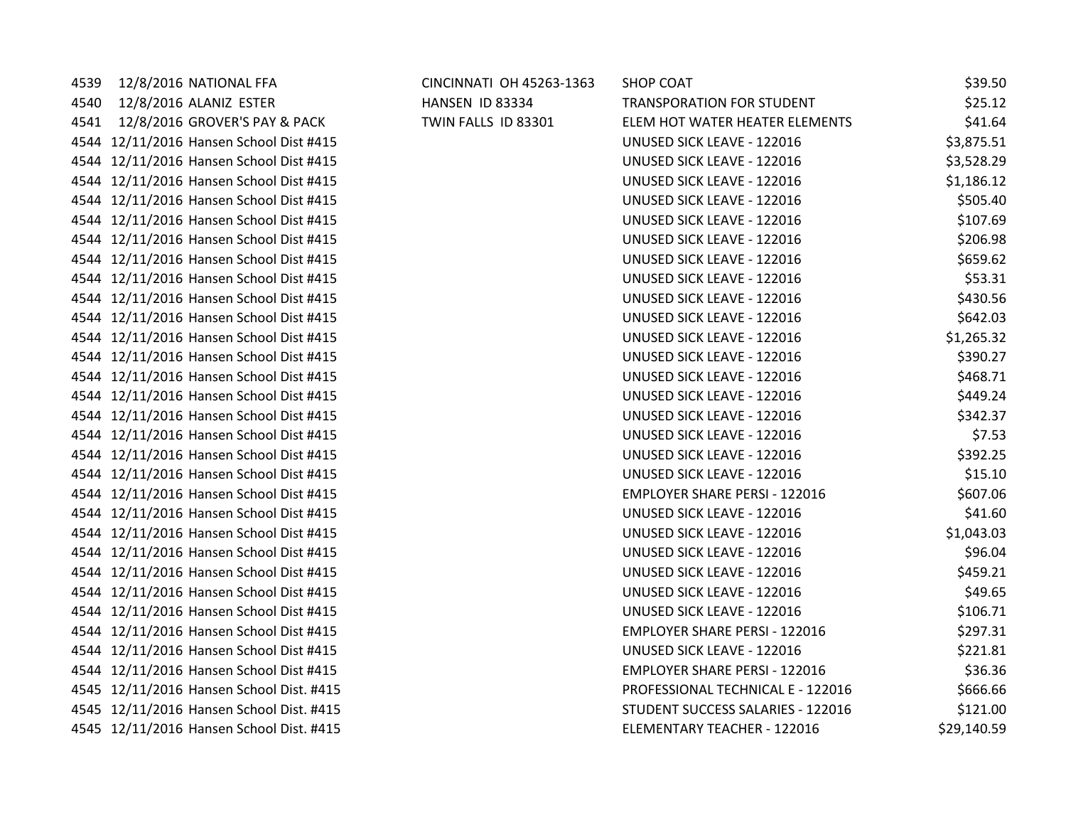| | | | | | |
|---|---|---|---|---|---|
| 4539 | 12/8/2016 | NATIONAL FFA | CINCINNATI OH 45263-1363 | SHOP COAT | $39.50 |
| 4540 | 12/8/2016 | ALANIZ ESTER | HANSEN ID 83334 | TRANSPORATION FOR STUDENT | $25.12 |
| 4541 | 12/8/2016 | GROVER'S PAY & PACK | TWIN FALLS ID 83301 | ELEM HOT WATER HEATER ELEMENTS | $41.64 |
| 4544 | 12/11/2016 | Hansen School Dist #415 | | UNUSED SICK LEAVE - 122016 | $3,875.51 |
| 4544 | 12/11/2016 | Hansen School Dist #415 | | UNUSED SICK LEAVE - 122016 | $3,528.29 |
| 4544 | 12/11/2016 | Hansen School Dist #415 | | UNUSED SICK LEAVE - 122016 | $1,186.12 |
| 4544 | 12/11/2016 | Hansen School Dist #415 | | UNUSED SICK LEAVE - 122016 | $505.40 |
| 4544 | 12/11/2016 | Hansen School Dist #415 | | UNUSED SICK LEAVE - 122016 | $107.69 |
| 4544 | 12/11/2016 | Hansen School Dist #415 | | UNUSED SICK LEAVE - 122016 | $206.98 |
| 4544 | 12/11/2016 | Hansen School Dist #415 | | UNUSED SICK LEAVE - 122016 | $659.62 |
| 4544 | 12/11/2016 | Hansen School Dist #415 | | UNUSED SICK LEAVE - 122016 | $53.31 |
| 4544 | 12/11/2016 | Hansen School Dist #415 | | UNUSED SICK LEAVE - 122016 | $430.56 |
| 4544 | 12/11/2016 | Hansen School Dist #415 | | UNUSED SICK LEAVE - 122016 | $642.03 |
| 4544 | 12/11/2016 | Hansen School Dist #415 | | UNUSED SICK LEAVE - 122016 | $1,265.32 |
| 4544 | 12/11/2016 | Hansen School Dist #415 | | UNUSED SICK LEAVE - 122016 | $390.27 |
| 4544 | 12/11/2016 | Hansen School Dist #415 | | UNUSED SICK LEAVE - 122016 | $468.71 |
| 4544 | 12/11/2016 | Hansen School Dist #415 | | UNUSED SICK LEAVE - 122016 | $449.24 |
| 4544 | 12/11/2016 | Hansen School Dist #415 | | UNUSED SICK LEAVE - 122016 | $342.37 |
| 4544 | 12/11/2016 | Hansen School Dist #415 | | UNUSED SICK LEAVE - 122016 | $7.53 |
| 4544 | 12/11/2016 | Hansen School Dist #415 | | UNUSED SICK LEAVE - 122016 | $392.25 |
| 4544 | 12/11/2016 | Hansen School Dist #415 | | UNUSED SICK LEAVE - 122016 | $15.10 |
| 4544 | 12/11/2016 | Hansen School Dist #415 | | EMPLOYER SHARE PERSI - 122016 | $607.06 |
| 4544 | 12/11/2016 | Hansen School Dist #415 | | UNUSED SICK LEAVE - 122016 | $41.60 |
| 4544 | 12/11/2016 | Hansen School Dist #415 | | UNUSED SICK LEAVE - 122016 | $1,043.03 |
| 4544 | 12/11/2016 | Hansen School Dist #415 | | UNUSED SICK LEAVE - 122016 | $96.04 |
| 4544 | 12/11/2016 | Hansen School Dist #415 | | UNUSED SICK LEAVE - 122016 | $459.21 |
| 4544 | 12/11/2016 | Hansen School Dist #415 | | UNUSED SICK LEAVE - 122016 | $49.65 |
| 4544 | 12/11/2016 | Hansen School Dist #415 | | UNUSED SICK LEAVE - 122016 | $106.71 |
| 4544 | 12/11/2016 | Hansen School Dist #415 | | EMPLOYER SHARE PERSI - 122016 | $297.31 |
| 4544 | 12/11/2016 | Hansen School Dist #415 | | UNUSED SICK LEAVE - 122016 | $221.81 |
| 4544 | 12/11/2016 | Hansen School Dist #415 | | EMPLOYER SHARE PERSI - 122016 | $36.36 |
| 4545 | 12/11/2016 | Hansen School Dist. #415 | | PROFESSIONAL TECHNICAL E - 122016 | $666.66 |
| 4545 | 12/11/2016 | Hansen School Dist. #415 | | STUDENT SUCCESS SALARIES - 122016 | $121.00 |
| 4545 | 12/11/2016 | Hansen School Dist. #415 | | ELEMENTARY TEACHER - 122016 | $29,140.59 |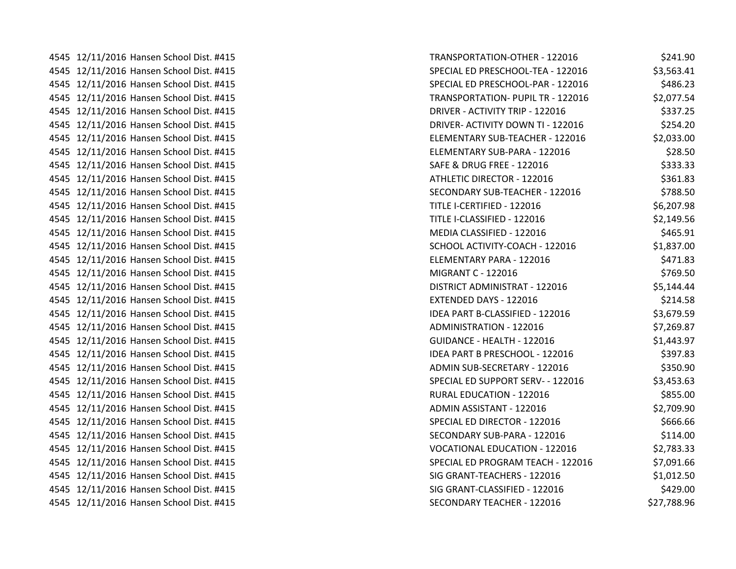| | | | | |
|---|---|---|---|---|
| 4545 | 12/11/2016 | Hansen School Dist. #415 | TRANSPORTATION-OTHER - 122016 | $241.90 |
| 4545 | 12/11/2016 | Hansen School Dist. #415 | SPECIAL ED PRESCHOOL-TEA - 122016 | $3,563.41 |
| 4545 | 12/11/2016 | Hansen School Dist. #415 | SPECIAL ED PRESCHOOL-PAR - 122016 | $486.23 |
| 4545 | 12/11/2016 | Hansen School Dist. #415 | TRANSPORTATION- PUPIL TR - 122016 | $2,077.54 |
| 4545 | 12/11/2016 | Hansen School Dist. #415 | DRIVER - ACTIVITY TRIP - 122016 | $337.25 |
| 4545 | 12/11/2016 | Hansen School Dist. #415 | DRIVER- ACTIVITY DOWN TI - 122016 | $254.20 |
| 4545 | 12/11/2016 | Hansen School Dist. #415 | ELEMENTARY SUB-TEACHER - 122016 | $2,033.00 |
| 4545 | 12/11/2016 | Hansen School Dist. #415 | ELEMENTARY SUB-PARA - 122016 | $28.50 |
| 4545 | 12/11/2016 | Hansen School Dist. #415 | SAFE & DRUG FREE - 122016 | $333.33 |
| 4545 | 12/11/2016 | Hansen School Dist. #415 | ATHLETIC DIRECTOR - 122016 | $361.83 |
| 4545 | 12/11/2016 | Hansen School Dist. #415 | SECONDARY SUB-TEACHER - 122016 | $788.50 |
| 4545 | 12/11/2016 | Hansen School Dist. #415 | TITLE I-CERTIFIED - 122016 | $6,207.98 |
| 4545 | 12/11/2016 | Hansen School Dist. #415 | TITLE I-CLASSIFIED - 122016 | $2,149.56 |
| 4545 | 12/11/2016 | Hansen School Dist. #415 | MEDIA CLASSIFIED - 122016 | $465.91 |
| 4545 | 12/11/2016 | Hansen School Dist. #415 | SCHOOL ACTIVITY-COACH - 122016 | $1,837.00 |
| 4545 | 12/11/2016 | Hansen School Dist. #415 | ELEMENTARY PARA - 122016 | $471.83 |
| 4545 | 12/11/2016 | Hansen School Dist. #415 | MIGRANT C - 122016 | $769.50 |
| 4545 | 12/11/2016 | Hansen School Dist. #415 | DISTRICT ADMINISTRAT - 122016 | $5,144.44 |
| 4545 | 12/11/2016 | Hansen School Dist. #415 | EXTENDED DAYS - 122016 | $214.58 |
| 4545 | 12/11/2016 | Hansen School Dist. #415 | IDEA PART B-CLASSIFIED - 122016 | $3,679.59 |
| 4545 | 12/11/2016 | Hansen School Dist. #415 | ADMINISTRATION - 122016 | $7,269.87 |
| 4545 | 12/11/2016 | Hansen School Dist. #415 | GUIDANCE - HEALTH - 122016 | $1,443.97 |
| 4545 | 12/11/2016 | Hansen School Dist. #415 | IDEA PART B PRESCHOOL - 122016 | $397.83 |
| 4545 | 12/11/2016 | Hansen School Dist. #415 | ADMIN SUB-SECRETARY - 122016 | $350.90 |
| 4545 | 12/11/2016 | Hansen School Dist. #415 | SPECIAL ED SUPPORT SERV- - 122016 | $3,453.63 |
| 4545 | 12/11/2016 | Hansen School Dist. #415 | RURAL EDUCATION - 122016 | $855.00 |
| 4545 | 12/11/2016 | Hansen School Dist. #415 | ADMIN ASSISTANT - 122016 | $2,709.90 |
| 4545 | 12/11/2016 | Hansen School Dist. #415 | SPECIAL ED DIRECTOR - 122016 | $666.66 |
| 4545 | 12/11/2016 | Hansen School Dist. #415 | SECONDARY SUB-PARA - 122016 | $114.00 |
| 4545 | 12/11/2016 | Hansen School Dist. #415 | VOCATIONAL EDUCATION - 122016 | $2,783.33 |
| 4545 | 12/11/2016 | Hansen School Dist. #415 | SPECIAL ED PROGRAM TEACH - 122016 | $7,091.66 |
| 4545 | 12/11/2016 | Hansen School Dist. #415 | SIG GRANT-TEACHERS - 122016 | $1,012.50 |
| 4545 | 12/11/2016 | Hansen School Dist. #415 | SIG GRANT-CLASSIFIED - 122016 | $429.00 |
| 4545 | 12/11/2016 | Hansen School Dist. #415 | SECONDARY TEACHER - 122016 | $27,788.96 |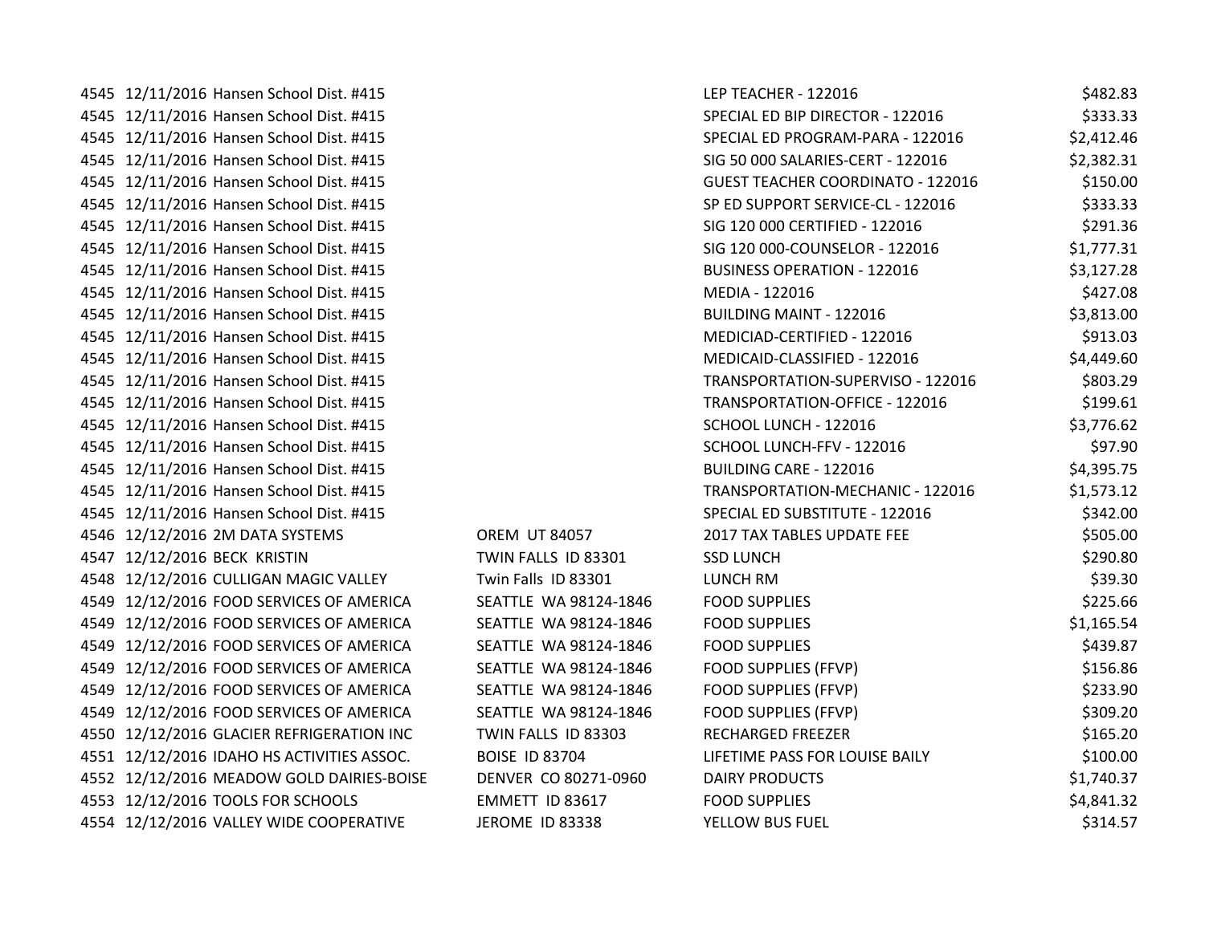| | | | | | |
|---|---|---|---|---|---|
| 4545 | 12/11/2016 | Hansen School Dist. #415 | | LEP TEACHER - 122016 | $482.83 |
| 4545 | 12/11/2016 | Hansen School Dist. #415 | | SPECIAL ED BIP DIRECTOR - 122016 | $333.33 |
| 4545 | 12/11/2016 | Hansen School Dist. #415 | | SPECIAL ED PROGRAM-PARA - 122016 | $2,412.46 |
| 4545 | 12/11/2016 | Hansen School Dist. #415 | | SIG 50 000 SALARIES-CERT - 122016 | $2,382.31 |
| 4545 | 12/11/2016 | Hansen School Dist. #415 | | GUEST TEACHER COORDINATO - 122016 | $150.00 |
| 4545 | 12/11/2016 | Hansen School Dist. #415 | | SP ED SUPPORT SERVICE-CL - 122016 | $333.33 |
| 4545 | 12/11/2016 | Hansen School Dist. #415 | | SIG 120 000 CERTIFIED - 122016 | $291.36 |
| 4545 | 12/11/2016 | Hansen School Dist. #415 | | SIG 120 000-COUNSELOR - 122016 | $1,777.31 |
| 4545 | 12/11/2016 | Hansen School Dist. #415 | | BUSINESS OPERATION - 122016 | $3,127.28 |
| 4545 | 12/11/2016 | Hansen School Dist. #415 | | MEDIA - 122016 | $427.08 |
| 4545 | 12/11/2016 | Hansen School Dist. #415 | | BUILDING MAINT - 122016 | $3,813.00 |
| 4545 | 12/11/2016 | Hansen School Dist. #415 | | MEDICIAD-CERTIFIED - 122016 | $913.03 |
| 4545 | 12/11/2016 | Hansen School Dist. #415 | | MEDICAID-CLASSIFIED - 122016 | $4,449.60 |
| 4545 | 12/11/2016 | Hansen School Dist. #415 | | TRANSPORTATION-SUPERVISO - 122016 | $803.29 |
| 4545 | 12/11/2016 | Hansen School Dist. #415 | | TRANSPORTATION-OFFICE - 122016 | $199.61 |
| 4545 | 12/11/2016 | Hansen School Dist. #415 | | SCHOOL LUNCH - 122016 | $3,776.62 |
| 4545 | 12/11/2016 | Hansen School Dist. #415 | | SCHOOL LUNCH-FFV - 122016 | $97.90 |
| 4545 | 12/11/2016 | Hansen School Dist. #415 | | BUILDING CARE - 122016 | $4,395.75 |
| 4545 | 12/11/2016 | Hansen School Dist. #415 | | TRANSPORTATION-MECHANIC - 122016 | $1,573.12 |
| 4545 | 12/11/2016 | Hansen School Dist. #415 | | SPECIAL ED SUBSTITUTE - 122016 | $342.00 |
| 4546 | 12/12/2016 | 2M DATA SYSTEMS | OREM UT 84057 | 2017 TAX TABLES UPDATE FEE | $505.00 |
| 4547 | 12/12/2016 | BECK KRISTIN | TWIN FALLS ID 83301 | SSD LUNCH | $290.80 |
| 4548 | 12/12/2016 | CULLIGAN MAGIC VALLEY | Twin Falls ID 83301 | LUNCH RM | $39.30 |
| 4549 | 12/12/2016 | FOOD SERVICES OF AMERICA | SEATTLE WA 98124-1846 | FOOD SUPPLIES | $225.66 |
| 4549 | 12/12/2016 | FOOD SERVICES OF AMERICA | SEATTLE WA 98124-1846 | FOOD SUPPLIES | $1,165.54 |
| 4549 | 12/12/2016 | FOOD SERVICES OF AMERICA | SEATTLE WA 98124-1846 | FOOD SUPPLIES | $439.87 |
| 4549 | 12/12/2016 | FOOD SERVICES OF AMERICA | SEATTLE WA 98124-1846 | FOOD SUPPLIES (FFVP) | $156.86 |
| 4549 | 12/12/2016 | FOOD SERVICES OF AMERICA | SEATTLE WA 98124-1846 | FOOD SUPPLIES (FFVP) | $233.90 |
| 4549 | 12/12/2016 | FOOD SERVICES OF AMERICA | SEATTLE WA 98124-1846 | FOOD SUPPLIES (FFVP) | $309.20 |
| 4550 | 12/12/2016 | GLACIER REFRIGERATION INC | TWIN FALLS ID 83303 | RECHARGED FREEZER | $165.20 |
| 4551 | 12/12/2016 | IDAHO HS ACTIVITIES ASSOC. | BOISE ID 83704 | LIFETIME PASS FOR LOUISE BAILY | $100.00 |
| 4552 | 12/12/2016 | MEADOW GOLD DAIRIES-BOISE | DENVER CO 80271-0960 | DAIRY PRODUCTS | $1,740.37 |
| 4553 | 12/12/2016 | TOOLS FOR SCHOOLS | EMMETT ID 83617 | FOOD SUPPLIES | $4,841.32 |
| 4554 | 12/12/2016 | VALLEY WIDE COOPERATIVE | JEROME ID 83338 | YELLOW BUS FUEL | $314.57 |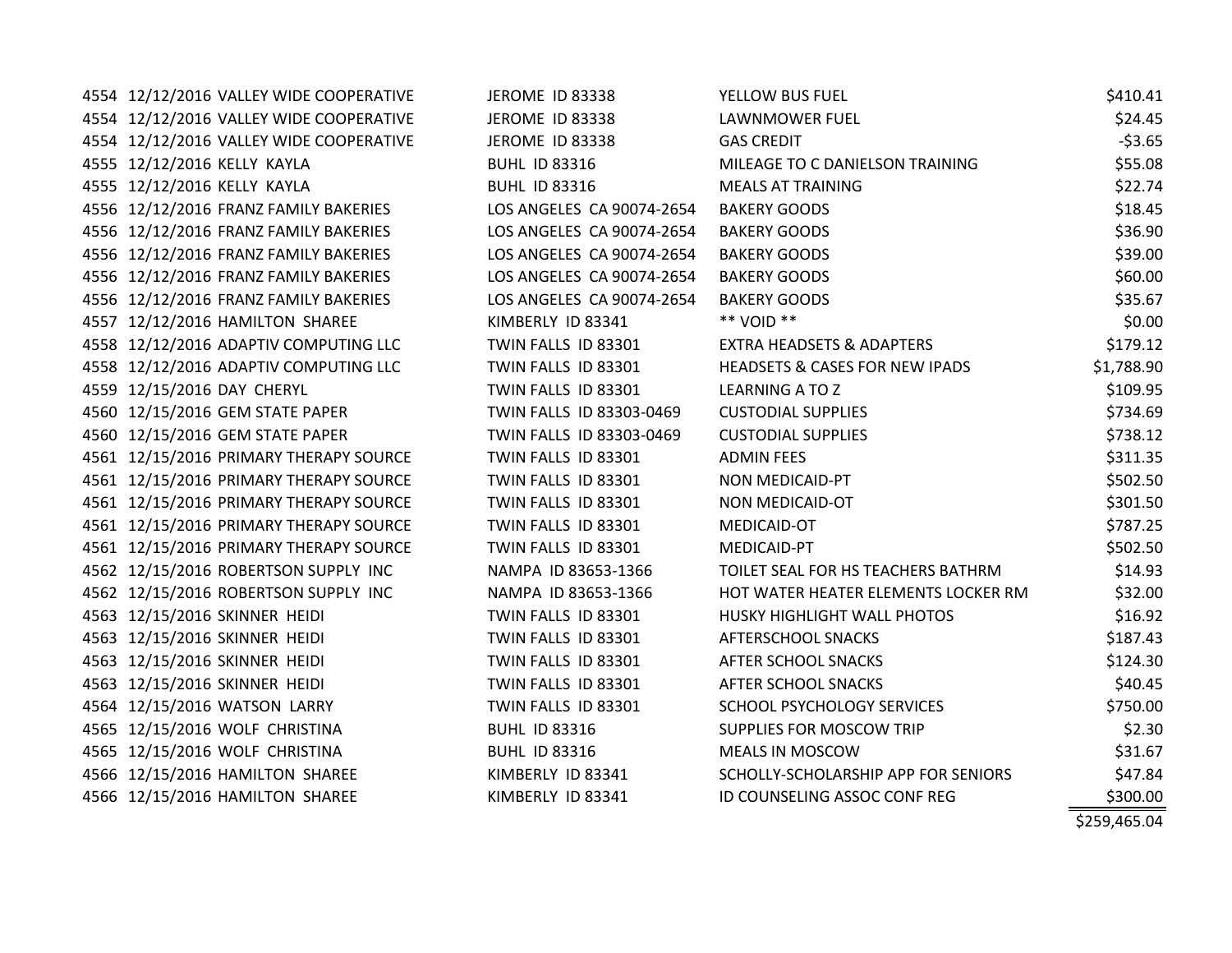| | | | | | |
|---|---|---|---|---|---|
| 4554 | 12/12/2016 | VALLEY WIDE COOPERATIVE | JEROME ID 83338 | YELLOW BUS FUEL | $410.41 |
| 4554 | 12/12/2016 | VALLEY WIDE COOPERATIVE | JEROME ID 83338 | LAWNMOWER FUEL | $24.45 |
| 4554 | 12/12/2016 | VALLEY WIDE COOPERATIVE | JEROME ID 83338 | GAS CREDIT | -$3.65 |
| 4555 | 12/12/2016 | KELLY KAYLA | BUHL ID 83316 | MILEAGE TO C DANIELSON TRAINING | $55.08 |
| 4555 | 12/12/2016 | KELLY KAYLA | BUHL ID 83316 | MEALS AT TRAINING | $22.74 |
| 4556 | 12/12/2016 | FRANZ FAMILY BAKERIES | LOS ANGELES CA 90074-2654 | BAKERY GOODS | $18.45 |
| 4556 | 12/12/2016 | FRANZ FAMILY BAKERIES | LOS ANGELES CA 90074-2654 | BAKERY GOODS | $36.90 |
| 4556 | 12/12/2016 | FRANZ FAMILY BAKERIES | LOS ANGELES CA 90074-2654 | BAKERY GOODS | $39.00 |
| 4556 | 12/12/2016 | FRANZ FAMILY BAKERIES | LOS ANGELES CA 90074-2654 | BAKERY GOODS | $60.00 |
| 4556 | 12/12/2016 | FRANZ FAMILY BAKERIES | LOS ANGELES CA 90074-2654 | BAKERY GOODS | $35.67 |
| 4557 | 12/12/2016 | HAMILTON SHAREE | KIMBERLY ID 83341 | ** VOID ** | $0.00 |
| 4558 | 12/12/2016 | ADAPTIV COMPUTING LLC | TWIN FALLS ID 83301 | EXTRA HEADSETS & ADAPTERS | $179.12 |
| 4558 | 12/12/2016 | ADAPTIV COMPUTING LLC | TWIN FALLS ID 83301 | HEADSETS & CASES FOR NEW IPADS | $1,788.90 |
| 4559 | 12/15/2016 | DAY CHERYL | TWIN FALLS ID 83301 | LEARNING A TO Z | $109.95 |
| 4560 | 12/15/2016 | GEM STATE PAPER | TWIN FALLS ID 83303-0469 | CUSTODIAL SUPPLIES | $734.69 |
| 4560 | 12/15/2016 | GEM STATE PAPER | TWIN FALLS ID 83303-0469 | CUSTODIAL SUPPLIES | $738.12 |
| 4561 | 12/15/2016 | PRIMARY THERAPY SOURCE | TWIN FALLS ID 83301 | ADMIN FEES | $311.35 |
| 4561 | 12/15/2016 | PRIMARY THERAPY SOURCE | TWIN FALLS ID 83301 | NON MEDICAID-PT | $502.50 |
| 4561 | 12/15/2016 | PRIMARY THERAPY SOURCE | TWIN FALLS ID 83301 | NON MEDICAID-OT | $301.50 |
| 4561 | 12/15/2016 | PRIMARY THERAPY SOURCE | TWIN FALLS ID 83301 | MEDICAID-OT | $787.25 |
| 4561 | 12/15/2016 | PRIMARY THERAPY SOURCE | TWIN FALLS ID 83301 | MEDICAID-PT | $502.50 |
| 4562 | 12/15/2016 | ROBERTSON SUPPLY INC | NAMPA ID 83653-1366 | TOILET SEAL FOR HS TEACHERS BATHRM | $14.93 |
| 4562 | 12/15/2016 | ROBERTSON SUPPLY INC | NAMPA ID 83653-1366 | HOT WATER HEATER ELEMENTS LOCKER RM | $32.00 |
| 4563 | 12/15/2016 | SKINNER HEIDI | TWIN FALLS ID 83301 | HUSKY HIGHLIGHT WALL PHOTOS | $16.92 |
| 4563 | 12/15/2016 | SKINNER HEIDI | TWIN FALLS ID 83301 | AFTERSCHOOL SNACKS | $187.43 |
| 4563 | 12/15/2016 | SKINNER HEIDI | TWIN FALLS ID 83301 | AFTER SCHOOL SNACKS | $124.30 |
| 4563 | 12/15/2016 | SKINNER HEIDI | TWIN FALLS ID 83301 | AFTER SCHOOL SNACKS | $40.45 |
| 4564 | 12/15/2016 | WATSON LARRY | TWIN FALLS ID 83301 | SCHOOL PSYCHOLOGY SERVICES | $750.00 |
| 4565 | 12/15/2016 | WOLF CHRISTINA | BUHL ID 83316 | SUPPLIES FOR MOSCOW TRIP | $2.30 |
| 4565 | 12/15/2016 | WOLF CHRISTINA | BUHL ID 83316 | MEALS IN MOSCOW | $31.67 |
| 4566 | 12/15/2016 | HAMILTON SHAREE | KIMBERLY ID 83341 | SCHOLLY-SCHOLARSHIP APP FOR SENIORS | $47.84 |
| 4566 | 12/15/2016 | HAMILTON SHAREE | KIMBERLY ID 83341 | ID COUNSELING ASSOC CONF REG | $300.00 |
| | | | | | $259,465.04 |